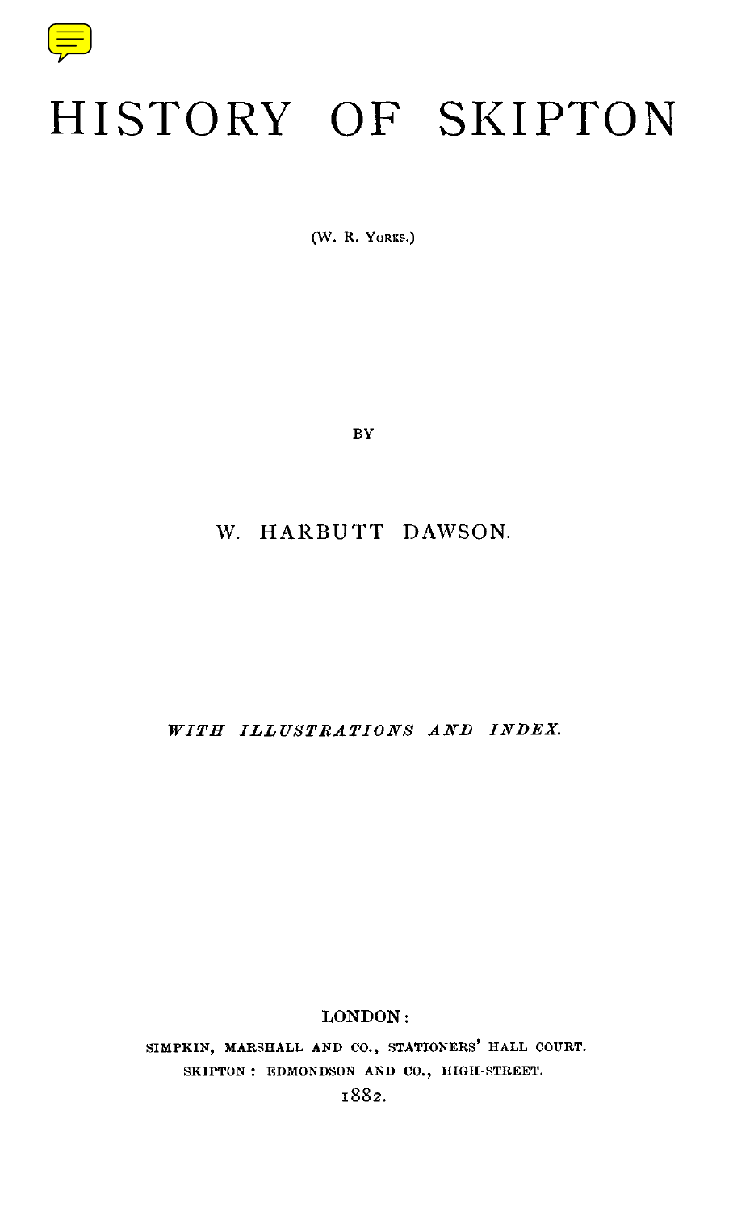# HISTORY OF SKIPTON

(W. R. YORKS.)

BY

W. HARBUTT DAWSON.

*WITH ILLUSTRATIONS AND INDEX.*

LONDON:

SIMPKIN, MARSHALL AND CO., STATIONERS' HALL COURT.

SKIPTON: EDMONDSON AND CO., HIGH-STREET.

1882.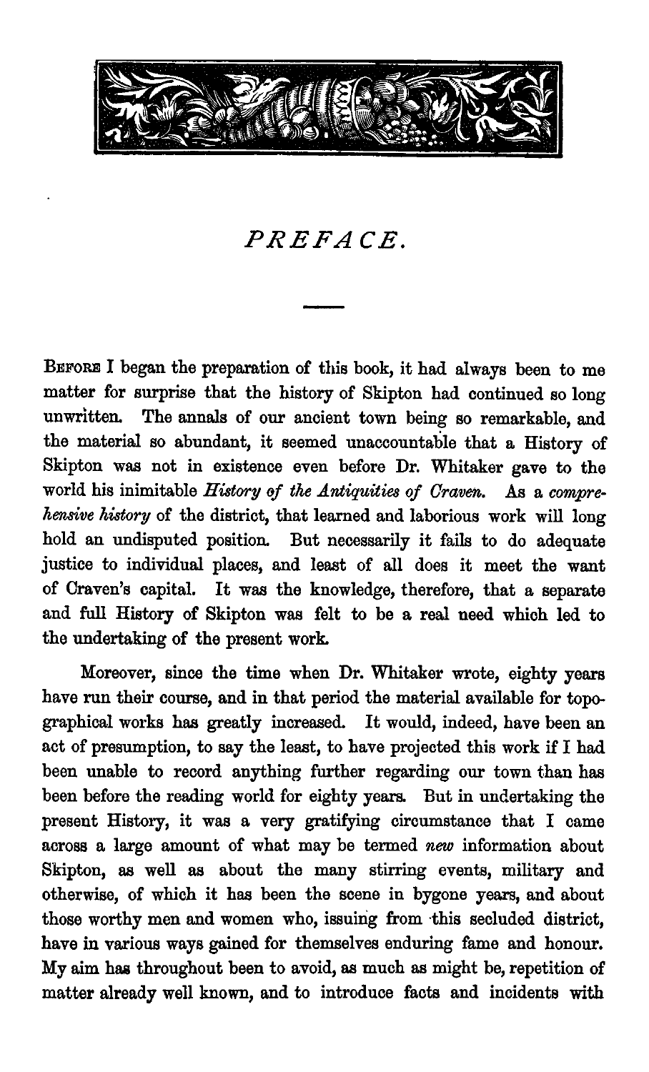# PREFACE.

Before I began the preparation of this book, it had always been to me matter for surprise that the history of Skipton had continued so long unwritten. The annals of our ancient town being so remarkable, and the material so abundant, it seemed unaccountable that a History of Skipton was not in existence even before Dr. Whitaker gave to the world his inimitable *History of the Antiquities of Craven*. As a *comprehensive history* of the district, that learned and laborious work will long hold an undisputed position. But necessarily it fails to do adequate justice to individual places, and least of all does it meet the want of Craven's capital. It was the knowledge, therefore, that a separate and full History of Skipton was felt to be a real need which led to the undertaking of the present work.

Moreover, since the time when Dr. Whitaker wrote, eighty years have run their course, and in that period the material available for topographical works has greatly increased. It would, indeed, have been an act of presumption, to say the least, to have projected this work if I had been unable to record anything further regarding our town than has been before the reading world for eighty years. But in undertaking the present History, it was a very gratifying circumstance that I came across a large amount of what may be termed *new* information about Skipton, as well as about the many stirring events, military and otherwise, of which it has been the scene in bygone years, and about those worthy men and women who, issuing from this secluded district, have in various ways gained for themselves enduring fame and honour. My aim has throughout been to avoid, as much as might be, repetition of matter already well known, and to introduce facts and incidents with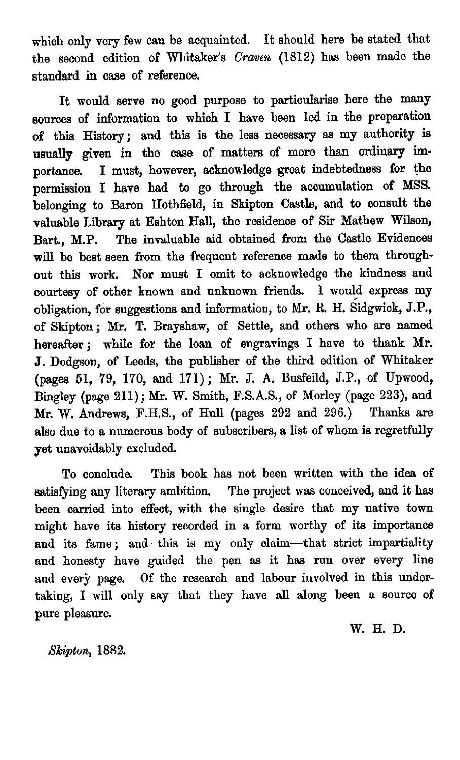which only very few can be acquainted. It should here be stated that the second edition of Whitaker's *Craven* (1812) has been made the standard in case of reference.

It would serve no good purpose to particularise here the many sources of information to which I have been led in the preparation of this History; and this is the less necessary as my authority is usually given in the case of matters of more than ordinary importance. I must, however, acknowledge great indebtedness for the permission I have had to go through the accumulation of MSS. belonging to Baron Hothfield, in Skipton Castle, and to consult the valuable Library at Eshton Hall, the residence of Sir Mathew Wilson, Bart., M.P. The invaluable aid obtained from the Castle Evidences will be best seen from the frequent reference made to them throughout this work. Nor must I omit to acknowledge the kindness and courtesy of other known and unknown friends. I would express my obligation, for suggestions and information, to Mr. R. H. Sidgwick, J.P., of Skipton; Mr. T. Brayshaw, of Settle, and others who are named hereafter; while for the loan of engravings I have to thank Mr. J. Dodgson, of Leeds, the publisher of the third edition of Whitaker (pages 51, 79, 170, and 171); Mr. J. A. Busfeild, J.P., of Upwood, Bingley (page 211); Mr. W. Smith, F.S.A.S., of Morley (page 223), and Mr. W. Andrews, F.H.S., of Hull (pages 292 and 296.) Thanks are also due to a numerous body of subscribers, a list of whom is regretfully yet unavoidably excluded.

To conclude. This book has not been written with the idea of satisfying any literary ambition. The project was conceived, and it has been carried into effect, with the single desire that my native town might have its history recorded in a form worthy of its importance and its fame; and this is my only claim—that strict impartiality and honesty have guided the pen as it has run over every line and every page. Of the research and labour involved in this undertaking, I will only say that they have all along been a source of pure pleasure.

W. H. D.

*Skipton*, 1882.